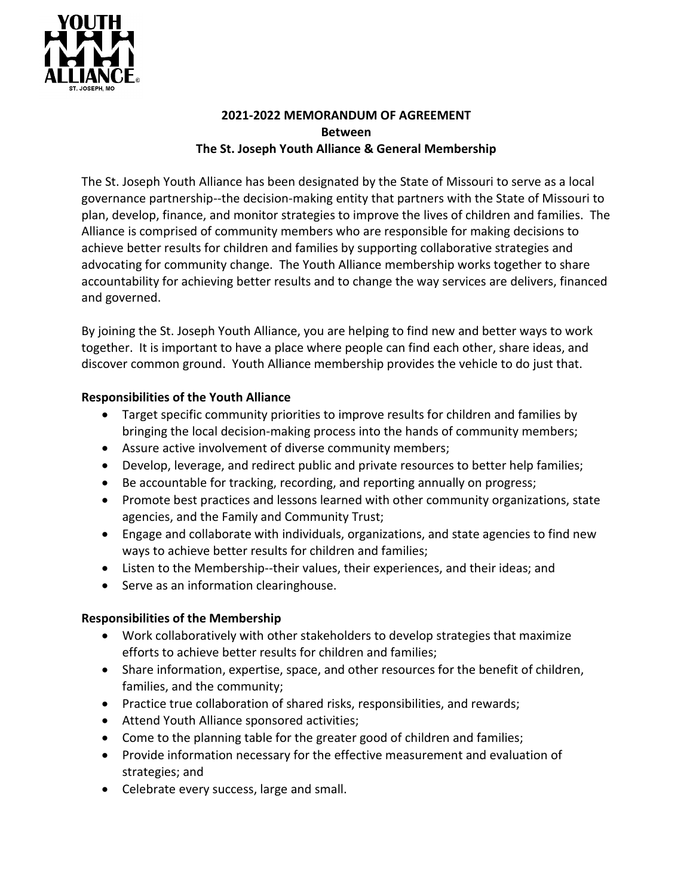## 2021-2022 MEMORANDUM OF AGREEMENT
## Between
## The St. Joseph Youth Alliance & General Membership

The St. Joseph Youth Alliance has been designated by the State of Missouri to serve as a local governance partnership--the decision-making entity that partners with the State of Missouri to plan, develop, finance, and monitor strategies to improve the lives of children and families. The Alliance is comprised of community members who are responsible for making decisions to achieve better results for children and families by supporting collaborative strategies and advocating for community change. The Youth Alliance membership works together to share accountability for achieving better results and to change the way services are delivers, financed and governed.

By joining the St. Joseph Youth Alliance, you are helping to find new and better ways to work together. It is important to have a place where people can find each other, share ideas, and discover common ground. Youth Alliance membership provides the vehicle to do just that.

**Responsibilities of the Youth Alliance**

- Target specific community priorities to improve results for children and families by bringing the local decision-making process into the hands of community members;
- Assure active involvement of diverse community members;
- Develop, leverage, and redirect public and private resources to better help families;
- Be accountable for tracking, recording, and reporting annually on progress;
- Promote best practices and lessons learned with other community organizations, state agencies, and the Family and Community Trust;
- Engage and collaborate with individuals, organizations, and state agencies to find new ways to achieve better results for children and families;
- Listen to the Membership--their values, their experiences, and their ideas; and
- Serve as an information clearinghouse.

**Responsibilities of the Membership**

- Work collaboratively with other stakeholders to develop strategies that maximize efforts to achieve better results for children and families;
- Share information, expertise, space, and other resources for the benefit of children, families, and the community;
- Practice true collaboration of shared risks, responsibilities, and rewards;
- Attend Youth Alliance sponsored activities;
- Come to the planning table for the greater good of children and families;
- Provide information necessary for the effective measurement and evaluation of strategies; and
- Celebrate every success, large and small.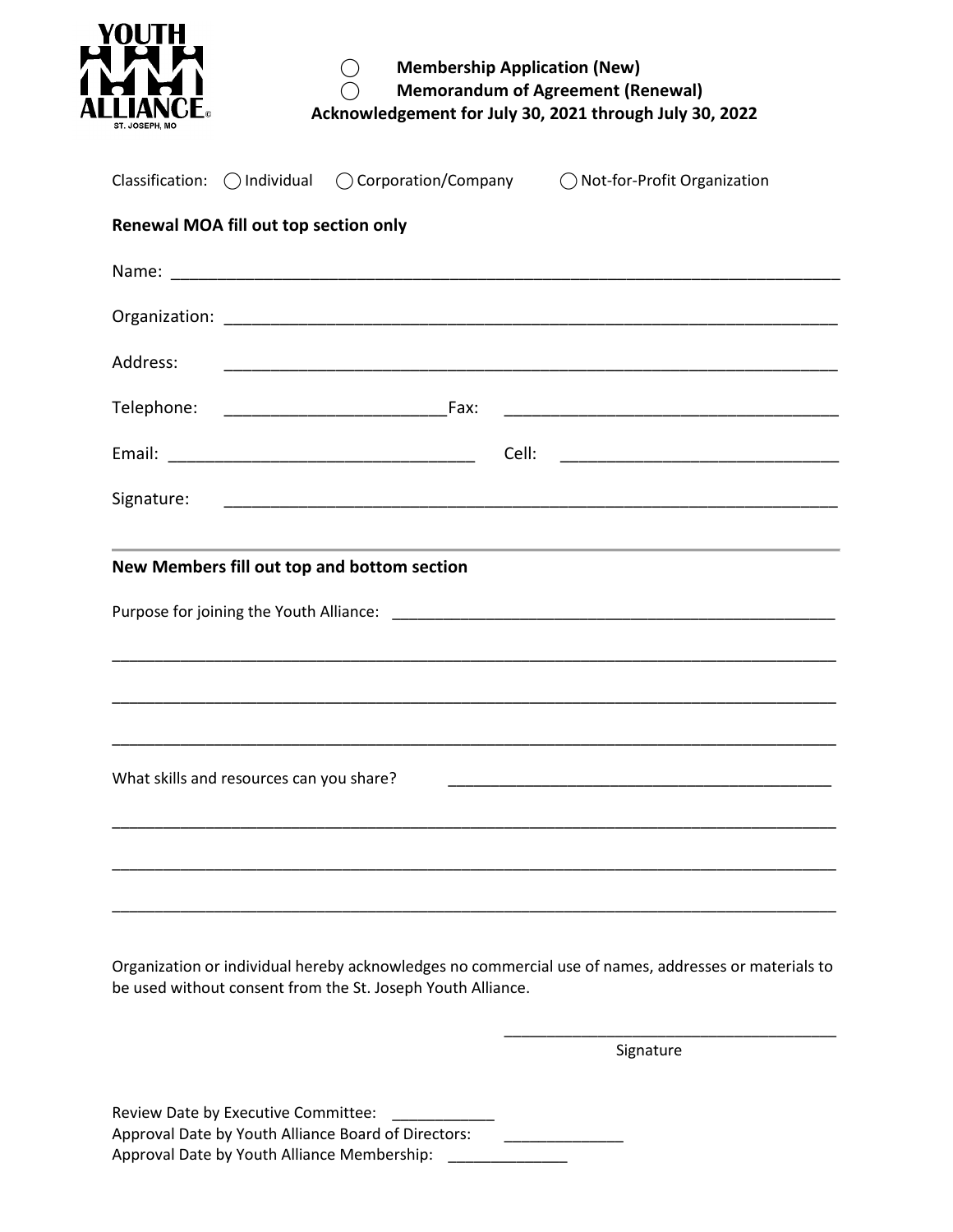YOUTH ALLIANCE ST. JOSEPH, MO

◯ **Membership Application (New)**
◯ **Memorandum of Agreement (Renewal)**
**Acknowledgement for July 30, 2021 through July 30, 2022**

Classification: ◯ Individual ◯ Corporation/Company ◯ Not-for-Profit Organization

**Renewal MOA fill out top section only**

Name: ___________________________________________________________________________

Organization: _____________________________________________________________________

Address: _________________________________________________________________________

Telephone: _______________________ Fax: ____________________________________

Email: _________________________________ Cell: _____________________________

Signature: ________________________________________________________________________

---

**New Members fill out top and bottom section**

Purpose for joining the Youth Alliance: _____________________________________________

_________________________________________________________________________________

_________________________________________________________________________________

_________________________________________________________________________________

What skills and resources can you share? ____________________________________________

_________________________________________________________________________________

_________________________________________________________________________________

_________________________________________________________________________________

Organization or individual hereby acknowledges no commercial use of names, addresses or materials to be used without consent from the St. Joseph Youth Alliance.

______________________________________
Signature

Review Date by Executive Committee: ____________
Approval Date by Youth Alliance Board of Directors: ______________
Approval Date by Youth Alliance Membership: ______________